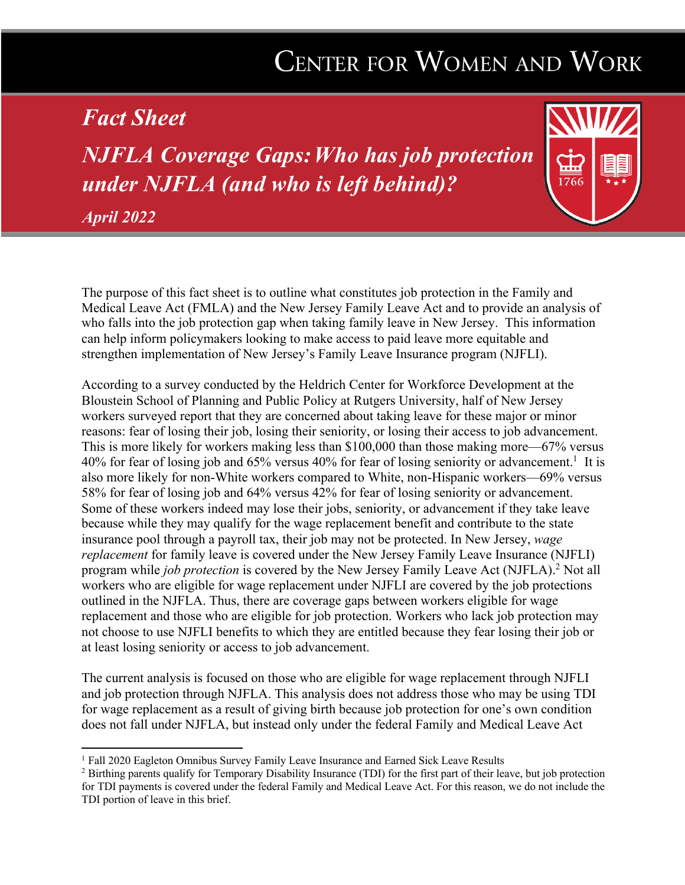# Center for Women and Work

## *Fact Sheet*

## *NJFLA Coverage Gaps: Who has job protection under NJFLA (and who is left behind)?*

*April 2022*

The purpose of this fact sheet is to outline what constitutes job protection in the Family and Medical Leave Act (FMLA) and the New Jersey Family Leave Act and to provide an analysis of who falls into the job protection gap when taking family leave in New Jersey. This information can help inform policymakers looking to make access to paid leave more equitable and strengthen implementation of New Jersey's Family Leave Insurance program (NJFLI).

According to a survey conducted by the Heldrich Center for Workforce Development at the Bloustein School of Planning and Public Policy at Rutgers University, half of New Jersey workers surveyed report that they are concerned about taking leave for these major or minor reasons: fear of losing their job, losing their seniority, or losing their access to job advancement. This is more likely for workers making less than $100,000 than those making more—67% versus 40% for fear of losing job and 65% versus 40% for fear of losing seniority or advancement.[1] It is also more likely for non-White workers compared to White, non-Hispanic workers—69% versus 58% for fear of losing job and 64% versus 42% for fear of losing seniority or advancement. Some of these workers indeed may lose their jobs, seniority, or advancement if they take leave because while they may qualify for the wage replacement benefit and contribute to the state insurance pool through a payroll tax, their job may not be protected. In New Jersey, *wage replacement* for family leave is covered under the New Jersey Family Leave Insurance (NJFLI) program while *job protection* is covered by the New Jersey Family Leave Act (NJFLA).[2] Not all workers who are eligible for wage replacement under NJFLI are covered by the job protections outlined in the NJFLA. Thus, there are coverage gaps between workers eligible for wage replacement and those who are eligible for job protection. Workers who lack job protection may not choose to use NJFLI benefits to which they are entitled because they fear losing their job or at least losing seniority or access to job advancement.

The current analysis is focused on those who are eligible for wage replacement through NJFLI and job protection through NJFLA. This analysis does not address those who may be using TDI for wage replacement as a result of giving birth because job protection for one's own condition does not fall under NJFLA, but instead only under the federal Family and Medical Leave Act

---

[1] Fall 2020 Eagleton Omnibus Survey Family Leave Insurance and Earned Sick Leave Results

[2] Birthing parents qualify for Temporary Disability Insurance (TDI) for the first part of their leave, but job protection for TDI payments is covered under the federal Family and Medical Leave Act. For this reason, we do not include the TDI portion of leave in this brief.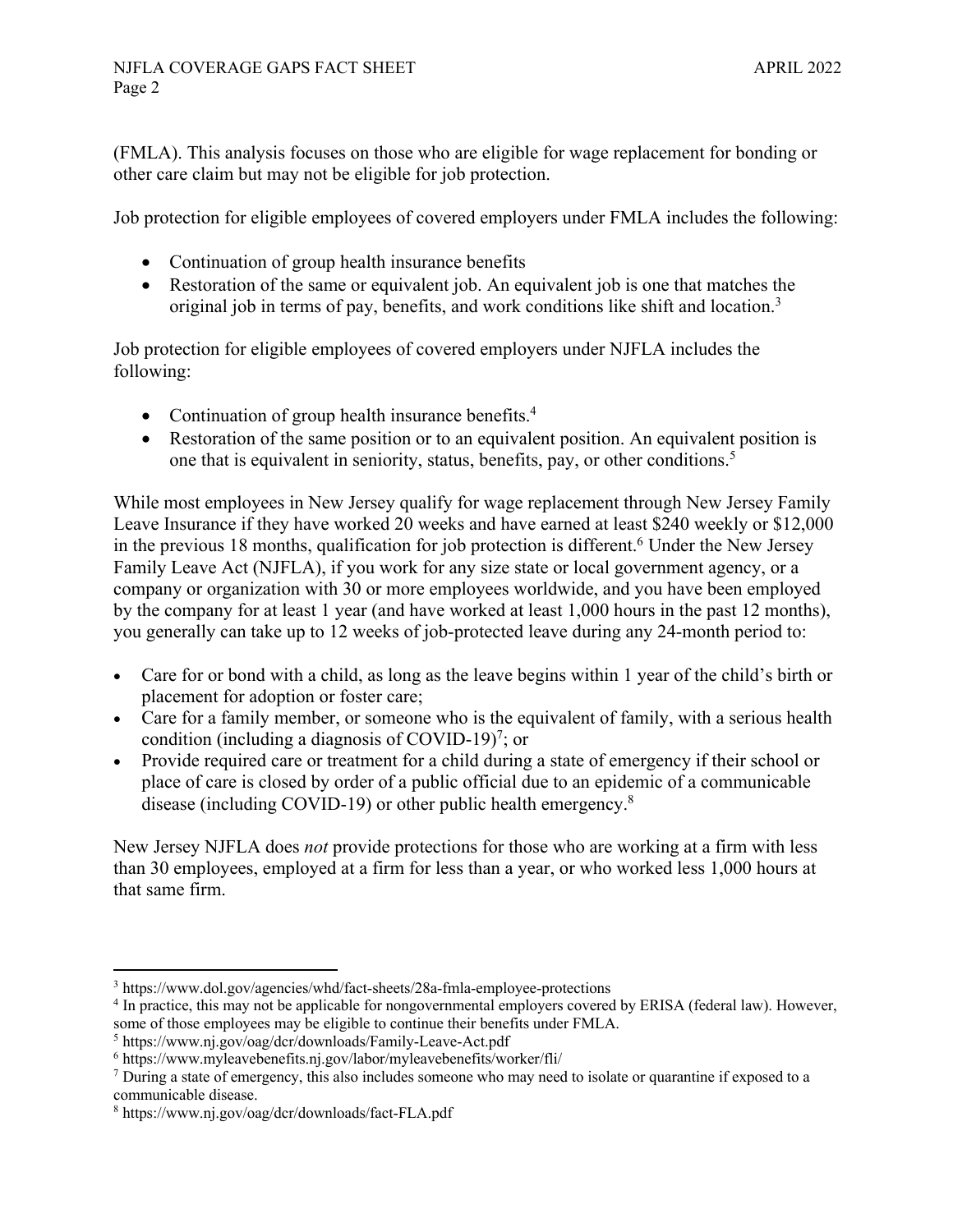(FMLA). This analysis focuses on those who are eligible for wage replacement for bonding or other care claim but may not be eligible for job protection.

Job protection for eligible employees of covered employers under FMLA includes the following:

- Continuation of group health insurance benefits
- Restoration of the same or equivalent job. An equivalent job is one that matches the original job in terms of pay, benefits, and work conditions like shift and location.[3]

Job protection for eligible employees of covered employers under NJFLA includes the following:

- Continuation of group health insurance benefits.[4]
- Restoration of the same position or to an equivalent position. An equivalent position is one that is equivalent in seniority, status, benefits, pay, or other conditions.[5]

While most employees in New Jersey qualify for wage replacement through New Jersey Family Leave Insurance if they have worked 20 weeks and have earned at least $240 weekly or $12,000 in the previous 18 months, qualification for job protection is different.[6] Under the New Jersey Family Leave Act (NJFLA), if you work for any size state or local government agency, or a company or organization with 30 or more employees worldwide, and you have been employed by the company for at least 1 year (and have worked at least 1,000 hours in the past 12 months), you generally can take up to 12 weeks of job-protected leave during any 24-month period to:

- Care for or bond with a child, as long as the leave begins within 1 year of the child's birth or placement for adoption or foster care;
- Care for a family member, or someone who is the equivalent of family, with a serious health condition (including a diagnosis of COVID-19)[7]; or
- Provide required care or treatment for a child during a state of emergency if their school or place of care is closed by order of a public official due to an epidemic of a communicable disease (including COVID-19) or other public health emergency.[8]

New Jersey NJFLA does *not* provide protections for those who are working at a firm with less than 30 employees, employed at a firm for less than a year, or who worked less 1,000 hours at that same firm.

---

[3] https://www.dol.gov/agencies/whd/fact-sheets/28a-fmla-employee-protections

[4] In practice, this may not be applicable for nongovernmental employers covered by ERISA (federal law). However, some of those employees may be eligible to continue their benefits under FMLA.

[5] https://www.nj.gov/oag/dcr/downloads/Family-Leave-Act.pdf

[6] https://www.myleavebenefits.nj.gov/labor/myleavebenefits/worker/fli/

[7] During a state of emergency, this also includes someone who may need to isolate or quarantine if exposed to a communicable disease.

[8] https://www.nj.gov/oag/dcr/downloads/fact-FLA.pdf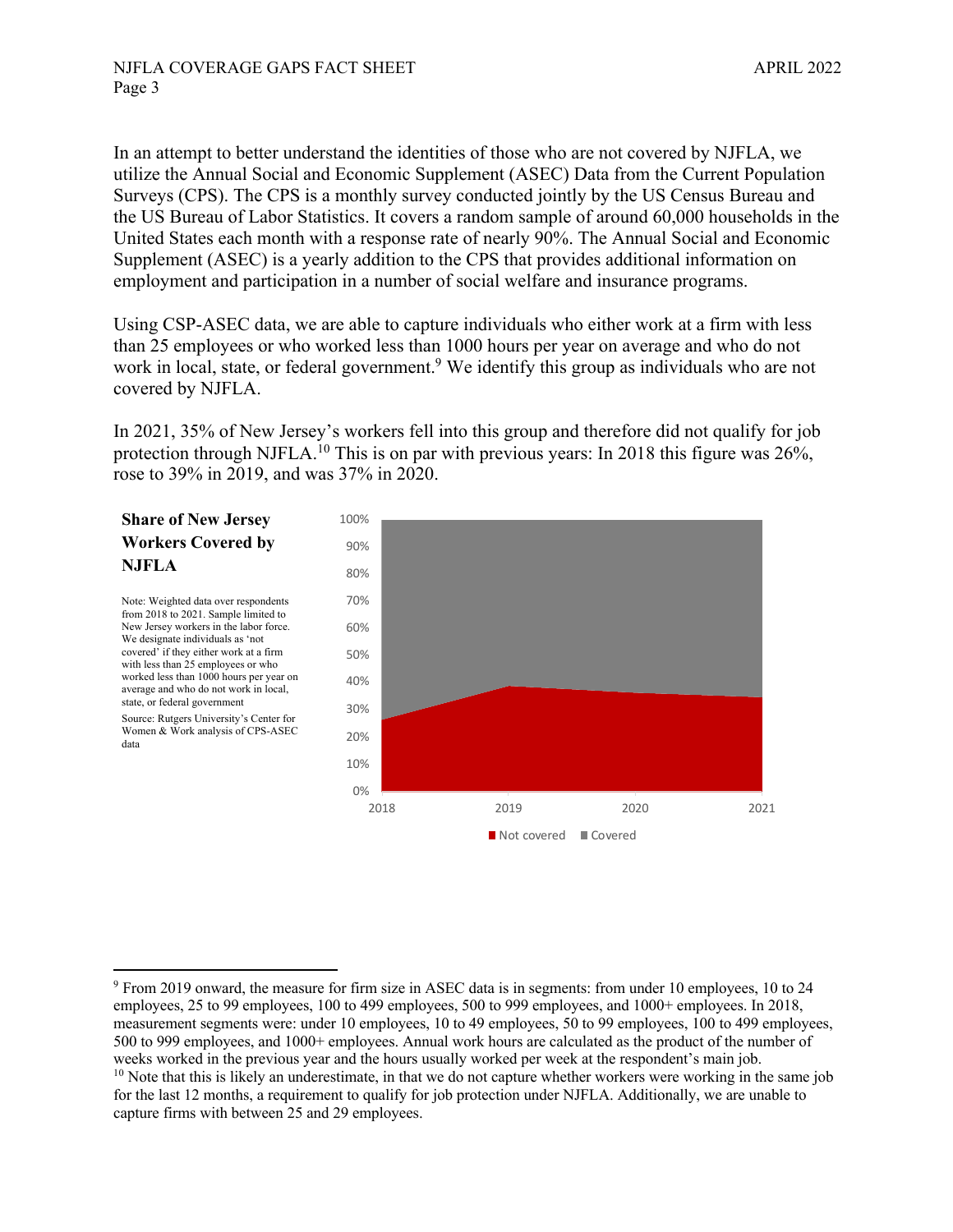In an attempt to better understand the identities of those who are not covered by NJFLA, we utilize the Annual Social and Economic Supplement (ASEC) Data from the Current Population Surveys (CPS). The CPS is a monthly survey conducted jointly by the US Census Bureau and the US Bureau of Labor Statistics. It covers a random sample of around 60,000 households in the United States each month with a response rate of nearly 90%. The Annual Social and Economic Supplement (ASEC) is a yearly addition to the CPS that provides additional information on employment and participation in a number of social welfare and insurance programs.

Using CSP-ASEC data, we are able to capture individuals who either work at a firm with less than 25 employees or who worked less than 1000 hours per year on average and who do not work in local, state, or federal government.[9] We identify this group as individuals who are not covered by NJFLA.

In 2021, 35% of New Jersey's workers fell into this group and therefore did not qualify for job protection through NJFLA.[10] This is on par with previous years: In 2018 this figure was 26%, rose to 39% in 2019, and was 37% in 2020.

**Share of New Jersey Workers Covered by NJFLA**

Note: Weighted data over respondents from 2018 to 2021. Sample limited to New Jersey workers in the labor force. We designate individuals as 'not covered' if they either work at a firm with less than 25 employees or who worked less than 1000 hours per year on average and who do not work in local, state, or federal government

Source: Rutgers University's Center for Women & Work analysis of CPS-ASEC data

---

[9] From 2019 onward, the measure for firm size in ASEC data is in segments: from under 10 employees, 10 to 24 employees, 25 to 99 employees, 100 to 499 employees, 500 to 999 employees, and 1000+ employees. In 2018, measurement segments were: under 10 employees, 10 to 49 employees, 50 to 99 employees, 100 to 499 employees, 500 to 999 employees, and 1000+ employees. Annual work hours are calculated as the product of the number of weeks worked in the previous year and the hours usually worked per week at the respondent's main job.

[10] Note that this is likely an underestimate, in that we do not capture whether workers were working in the same job for the last 12 months, a requirement to qualify for job protection under NJFLA. Additionally, we are unable to capture firms with between 25 and 29 employees.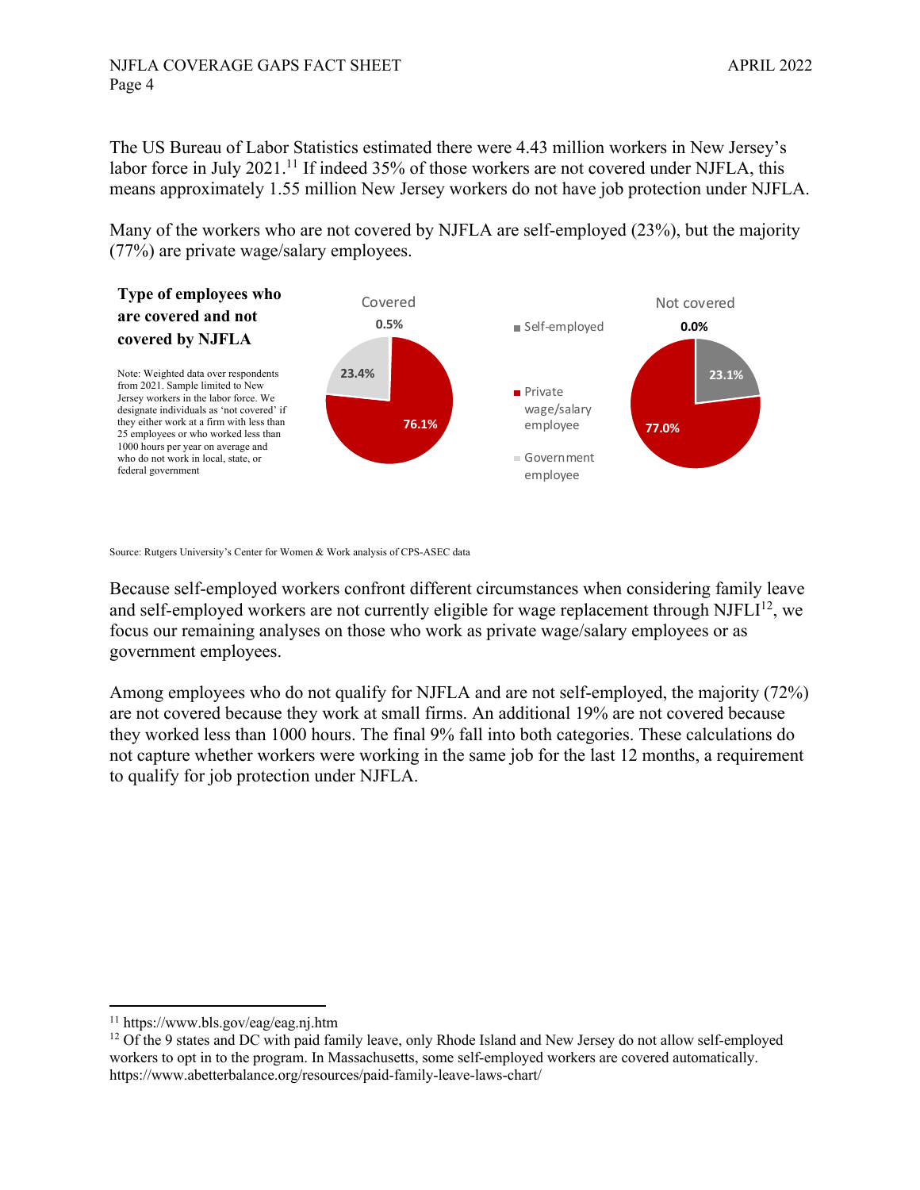The US Bureau of Labor Statistics estimated there were 4.43 million workers in New Jersey's labor force in July 2021.[11] If indeed 35% of those workers are not covered under NJFLA, this means approximately 1.55 million New Jersey workers do not have job protection under NJFLA.

Many of the workers who are not covered by NJFLA are self-employed (23%), but the majority (77%) are private wage/salary employees.

**Type of employees who are covered and not covered by NJFLA**

Note: Weighted data over respondents from 2021. Sample limited to New Jersey workers in the labor force. We designate individuals as 'not covered' if they either work at a firm with less than 25 employees or who worked less than 1000 hours per year on average and who do not work in local, state, or federal government

| | Covered | Not covered |
|---|---|---|
| Self-employed | 0.5% | 23.1% |
| Private wage/salary employee | 76.1% | 77.0% |
| Government employee | 23.4% | 0.0% |

Source: Rutgers University's Center for Women & Work analysis of CPS-ASEC data

Because self-employed workers confront different circumstances when considering family leave and self-employed workers are not currently eligible for wage replacement through NJFLI[12], we focus our remaining analyses on those who work as private wage/salary employees or as government employees.

Among employees who do not qualify for NJFLA and are not self-employed, the majority (72%) are not covered because they work at small firms. An additional 19% are not covered because they worked less than 1000 hours. The final 9% fall into both categories. These calculations do not capture whether workers were working in the same job for the last 12 months, a requirement to qualify for job protection under NJFLA.

[11] https://www.bls.gov/eag/eag.nj.htm

[12] Of the 9 states and DC with paid family leave, only Rhode Island and New Jersey do not allow self-employed workers to opt in to the program. In Massachusetts, some self-employed workers are covered automatically. https://www.abetterbalance.org/resources/paid-family-leave-laws-chart/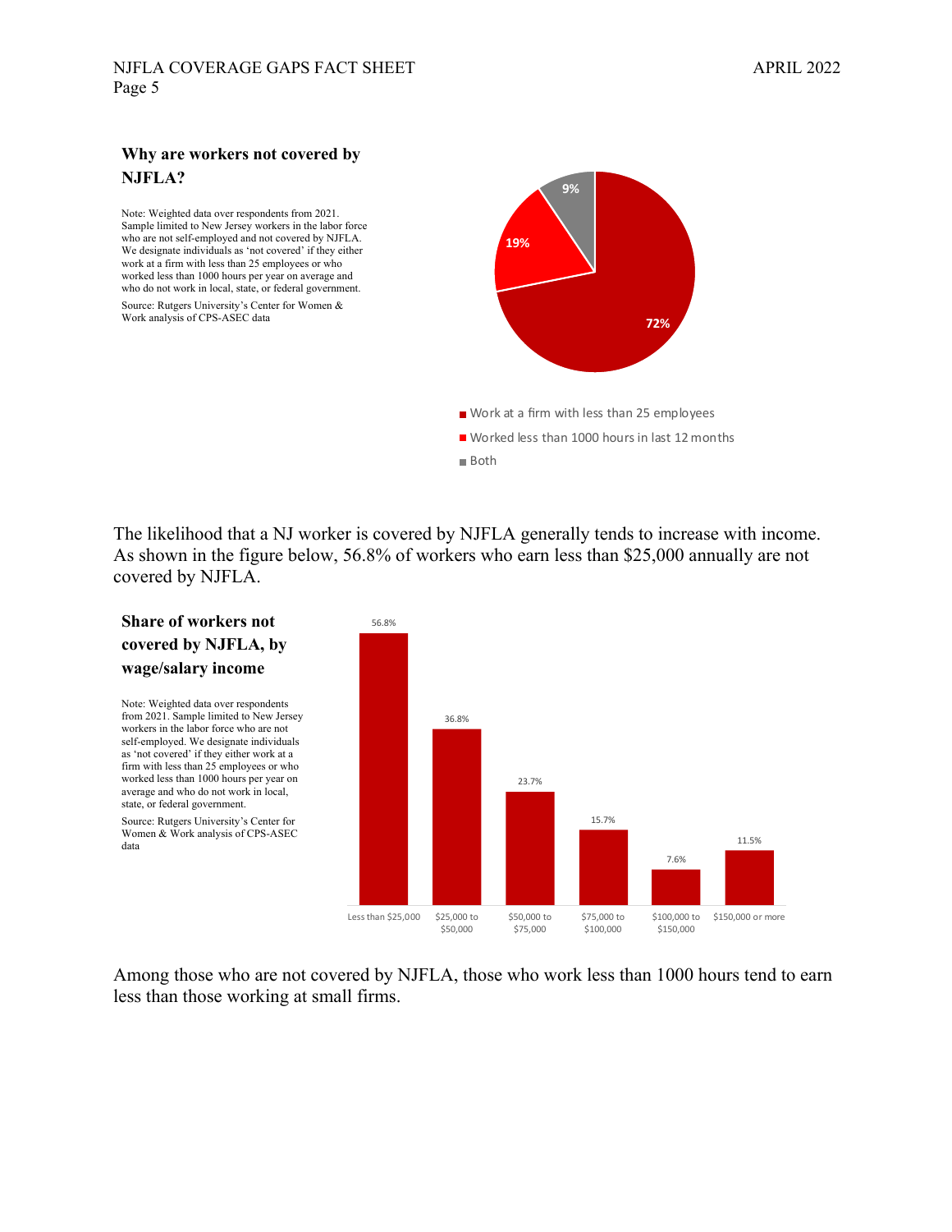### Why are workers not covered by NJFLA?

Note: Weighted data over respondents from 2021. Sample limited to New Jersey workers in the labor force who are not self-employed and not covered by NJFLA. We designate individuals as 'not covered' if they either work at a firm with less than 25 employees or who worked less than 1000 hours per year on average and who do not work in local, state, or federal government.

Source: Rutgers University's Center for Women & Work analysis of CPS-ASEC data

| Reason | Share |
|---|---|
| Work at a firm with less than 25 employees | 72% |
| Worked less than 1000 hours in last 12 months | 19% |
| Both | 9% |

The likelihood that a NJ worker is covered by NJFLA generally tends to increase with income. As shown in the figure below, 56.8% of workers who earn less than $25,000 annually are not covered by NJFLA.

### Share of workers not covered by NJFLA, by wage/salary income

Note: Weighted data over respondents from 2021. Sample limited to New Jersey workers in the labor force who are not self-employed. We designate individuals as 'not covered' if they either work at a firm with less than 25 employees or who worked less than 1000 hours per year on average and who do not work in local, state, or federal government.

Source: Rutgers University's Center for Women & Work analysis of CPS-ASEC data

| Wage/salary income | Share not covered |
|---|---|
| Less than $25,000 | 56.8% |
| $25,000 to $50,000 | 36.8% |
| $50,000 to $75,000 | 23.7% |
| $75,000 to $100,000 | 15.7% |
| $100,000 to $150,000 | 7.6% |
| $150,000 or more | 11.5% |

Among those who are not covered by NJFLA, those who work less than 1000 hours tend to earn less than those working at small firms.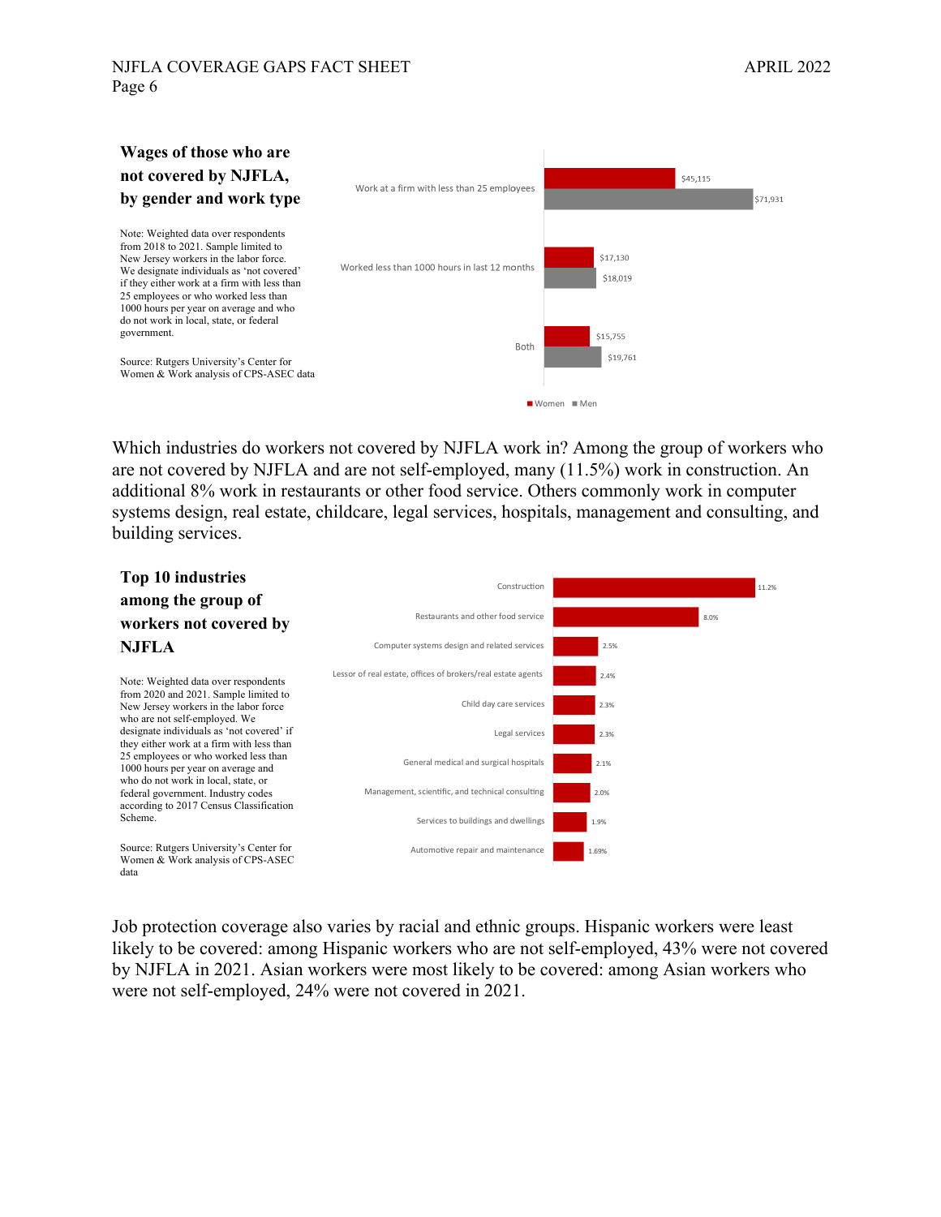**Wages of those who are not covered by NJFLA, by gender and work type**

Note: Weighted data over respondents from 2018 to 2021. Sample limited to New Jersey workers in the labor force. We designate individuals as 'not covered' if they either work at a firm with less than 25 employees or who worked less than 1000 hours per year on average and who do not work in local, state, or federal government.

Source: Rutgers University's Center for Women & Work analysis of CPS-ASEC data

| | Women | Men |
|---|---|---|
| Work at a firm with less than 25 employees | $45,115 | $71,931 |
| Worked less than 1000 hours in last 12 months | $17,130 | $18,019 |
| Both | $15,755 | $19,761 |

Which industries do workers not covered by NJFLA work in? Among the group of workers who are not covered by NJFLA and are not self-employed, many (11.5%) work in construction. An additional 8% work in restaurants or other food service. Others commonly work in computer systems design, real estate, childcare, legal services, hospitals, management and consulting, and building services.

**Top 10 industries among the group of workers not covered by NJFLA**

Note: Weighted data over respondents from 2020 and 2021. Sample limited to New Jersey workers in the labor force who are not self-employed. We designate individuals as 'not covered' if they either work at a firm with less than 25 employees or who worked less than 1000 hours per year on average and who do not work in local, state, or federal government. Industry codes according to 2017 Census Classification Scheme.

Source: Rutgers University's Center for Women & Work analysis of CPS-ASEC data

| Industry | Share |
|---|---|
| Construction | 11.2% |
| Restaurants and other food service | 8.0% |
| Computer systems design and related services | 2.5% |
| Lessor of real estate, offices of brokers/real estate agents | 2.4% |
| Child day care services | 2.3% |
| Legal services | 2.3% |
| General medical and surgical hospitals | 2.1% |
| Management, scientific, and technical consulting | 2.0% |
| Services to buildings and dwellings | 1.9% |
| Automotive repair and maintenance | 1.69% |

Job protection coverage also varies by racial and ethnic groups. Hispanic workers were least likely to be covered: among Hispanic workers who are not self-employed, 43% were not covered by NJFLA in 2021. Asian workers were most likely to be covered: among Asian workers who were not self-employed, 24% were not covered in 2021.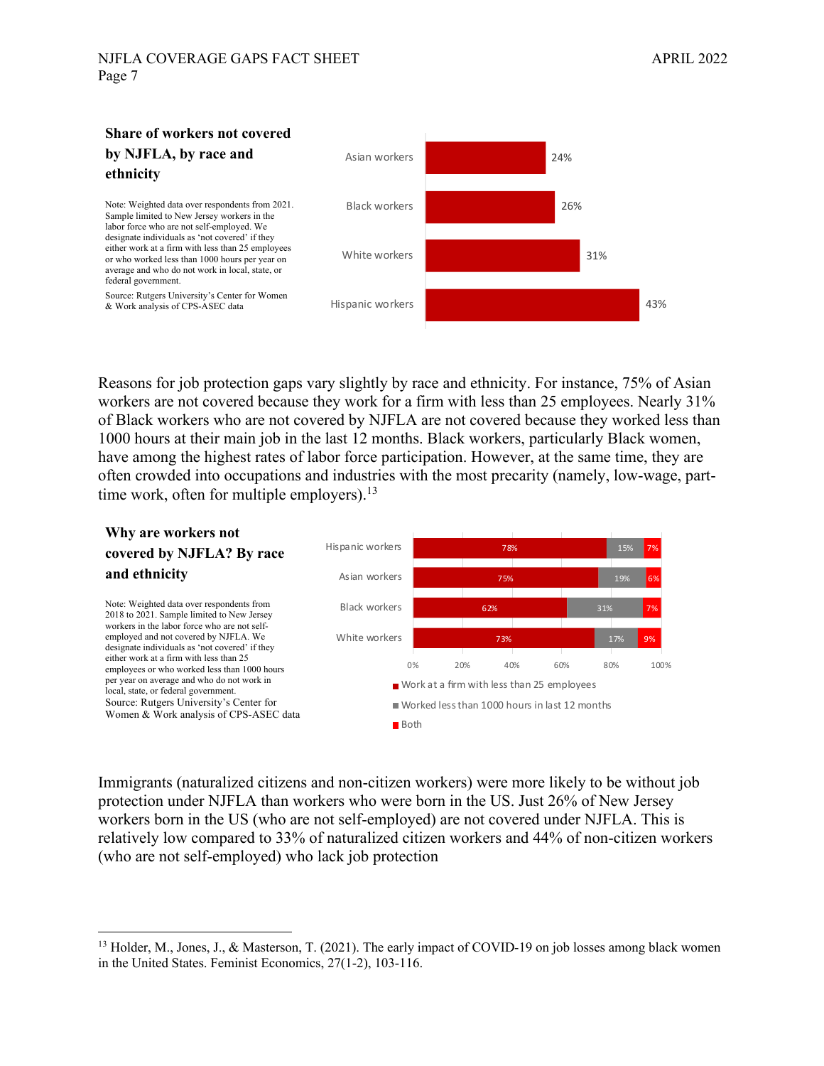**Share of workers not covered by NJFLA, by race and ethnicity**

Note: Weighted data over respondents from 2021. Sample limited to New Jersey workers in the labor force who are not self-employed. We designate individuals as 'not covered' if they either work at a firm with less than 25 employees or who worked less than 1000 hours per year on average and who do not work in local, state, or federal government.

Source: Rutgers University's Center for Women & Work analysis of CPS-ASEC data

| Group | Share not covered |
|---|---|
| Asian workers | 24% |
| Black workers | 26% |
| White workers | 31% |
| Hispanic workers | 43% |

Reasons for job protection gaps vary slightly by race and ethnicity. For instance, 75% of Asian workers are not covered because they work for a firm with less than 25 employees. Nearly 31% of Black workers who are not covered by NJFLA are not covered because they worked less than 1000 hours at their main job in the last 12 months. Black workers, particularly Black women, have among the highest rates of labor force participation. However, at the same time, they are often crowded into occupations and industries with the most precarity (namely, low-wage, part-time work, often for multiple employers).[13]

**Why are workers not covered by NJFLA? By race and ethnicity**

Note: Weighted data over respondents from 2018 to 2021. Sample limited to New Jersey workers in the labor force who are not self-employed and not covered by NJFLA. We designate individuals as 'not covered' if they either work at a firm with less than 25 employees or who worked less than 1000 hours per year on average and who do not work in local, state, or federal government.
Source: Rutgers University's Center for Women & Work analysis of CPS-ASEC data

| Group | Work at a firm with less than 25 employees | Worked less than 1000 hours in last 12 months | Both |
|---|---|---|---|
| Hispanic workers | 78% | 15% | 7% |
| Asian workers | 75% | 19% | 6% |
| Black workers | 62% | 31% | 7% |
| White workers | 73% | 17% | 9% |

Immigrants (naturalized citizens and non-citizen workers) were more likely to be without job protection under NJFLA than workers who were born in the US. Just 26% of New Jersey workers born in the US (who are not self-employed) are not covered under NJFLA. This is relatively low compared to 33% of naturalized citizen workers and 44% of non-citizen workers (who are not self-employed) who lack job protection

[13] Holder, M., Jones, J., & Masterson, T. (2021). The early impact of COVID-19 on job losses among black women in the United States. Feminist Economics, 27(1-2), 103-116.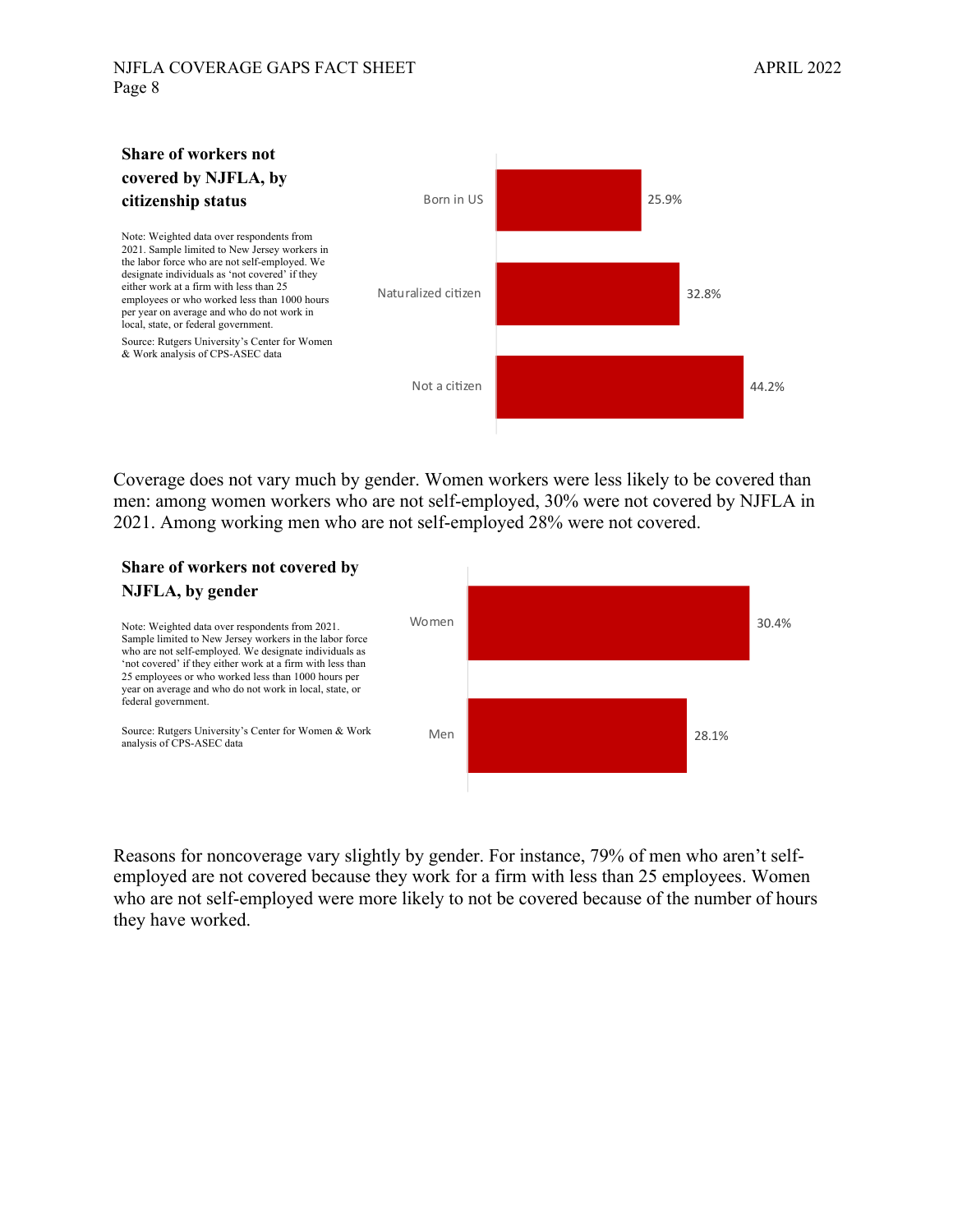### Share of workers not covered by NJFLA, by citizenship status

Note: Weighted data over respondents from 2021. Sample limited to New Jersey workers in the labor force who are not self-employed. We designate individuals as 'not covered' if they either work at a firm with less than 25 employees or who worked less than 1000 hours per year on average and who do not work in local, state, or federal government.

Source: Rutgers University's Center for Women & Work analysis of CPS-ASEC data

| Citizenship status | Share not covered |
| --- | --- |
| Born in US | 25.9% |
| Naturalized citizen | 32.8% |
| Not a citizen | 44.2% |

Coverage does not vary much by gender. Women workers were less likely to be covered than men: among women workers who are not self-employed, 30% were not covered by NJFLA in 2021. Among working men who are not self-employed 28% were not covered.

### Share of workers not covered by NJFLA, by gender

Note: Weighted data over respondents from 2021. Sample limited to New Jersey workers in the labor force who are not self-employed. We designate individuals as 'not covered' if they either work at a firm with less than 25 employees or who worked less than 1000 hours per year on average and who do not work in local, state, or federal government.

Source: Rutgers University's Center for Women & Work analysis of CPS-ASEC data

| Gender | Share not covered |
| --- | --- |
| Women | 30.4% |
| Men | 28.1% |

Reasons for noncoverage vary slightly by gender. For instance, 79% of men who aren't self-employed are not covered because they work for a firm with less than 25 employees. Women who are not self-employed were more likely to not be covered because of the number of hours they have worked.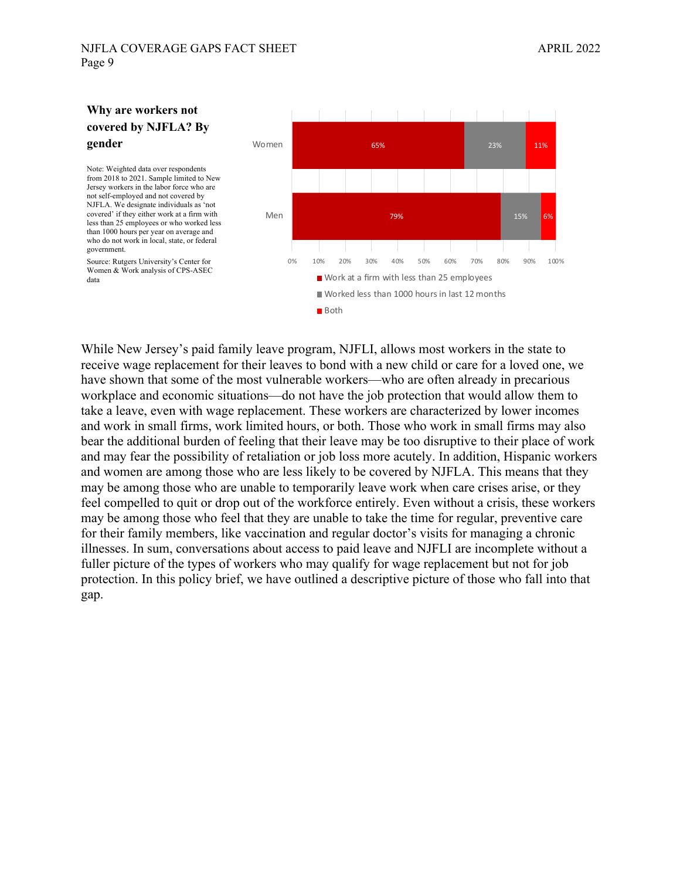**Why are workers not covered by NJFLA? By gender**

Note: Weighted data over respondents from 2018 to 2021. Sample limited to New Jersey workers in the labor force who are not self-employed and not covered by NJFLA. We designate individuals as 'not covered' if they either work at a firm with less than 25 employees or who worked less than 1000 hours per year on average and who do not work in local, state, or federal government.

Source: Rutgers University's Center for Women & Work analysis of CPS-ASEC data

| | Work at a firm with less than 25 employees | Worked less than 1000 hours in last 12 months | Both |
|---|---|---|---|
| Women | 65% | 23% | 11% |
| Men | 79% | 15% | 6% |

While New Jersey's paid family leave program, NJFLI, allows most workers in the state to receive wage replacement for their leaves to bond with a new child or care for a loved one, we have shown that some of the most vulnerable workers—who are often already in precarious workplace and economic situations—do not have the job protection that would allow them to take a leave, even with wage replacement. These workers are characterized by lower incomes and work in small firms, work limited hours, or both. Those who work in small firms may also bear the additional burden of feeling that their leave may be too disruptive to their place of work and may fear the possibility of retaliation or job loss more acutely. In addition, Hispanic workers and women are among those who are less likely to be covered by NJFLA. This means that they may be among those who are unable to temporarily leave work when care crises arise, or they feel compelled to quit or drop out of the workforce entirely. Even without a crisis, these workers may be among those who feel that they are unable to take the time for regular, preventive care for their family members, like vaccination and regular doctor's visits for managing a chronic illnesses. In sum, conversations about access to paid leave and NJFLI are incomplete without a fuller picture of the types of workers who may qualify for wage replacement but not for job protection. In this policy brief, we have outlined a descriptive picture of those who fall into that gap.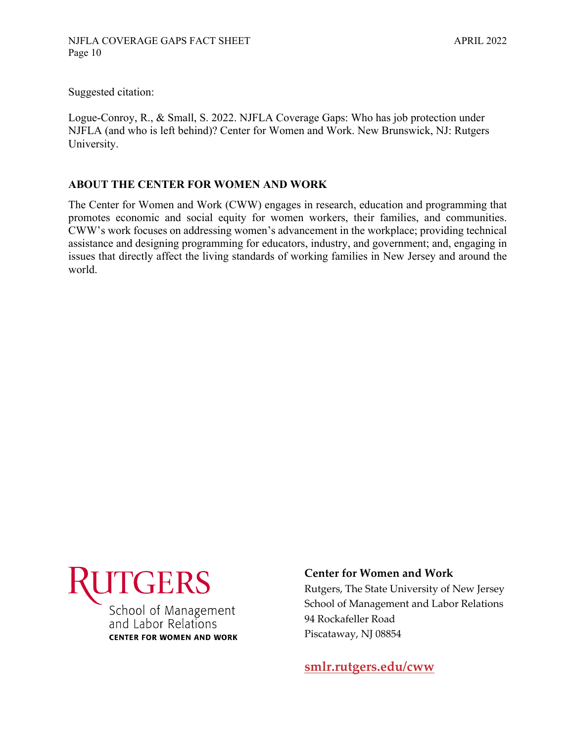Suggested citation:

Logue-Conroy, R., & Small, S. 2022. NJFLA Coverage Gaps: Who has job protection under NJFLA (and who is left behind)? Center for Women and Work. New Brunswick, NJ: Rutgers University.

**ABOUT THE CENTER FOR WOMEN AND WORK**

The Center for Women and Work (CWW) engages in research, education and programming that promotes economic and social equity for women workers, their families, and communities. CWW's work focuses on addressing women's advancement in the workplace; providing technical assistance and designing programming for educators, industry, and government; and, engaging in issues that directly affect the living standards of working families in New Jersey and around the world.

RUTGERS
School of Management
and Labor Relations
CENTER FOR WOMEN AND WORK

**Center for Women and Work**
Rutgers, The State University of New Jersey
School of Management and Labor Relations
94 Rockafeller Road
Piscataway, NJ 08854

**smlr.rutgers.edu/cww**